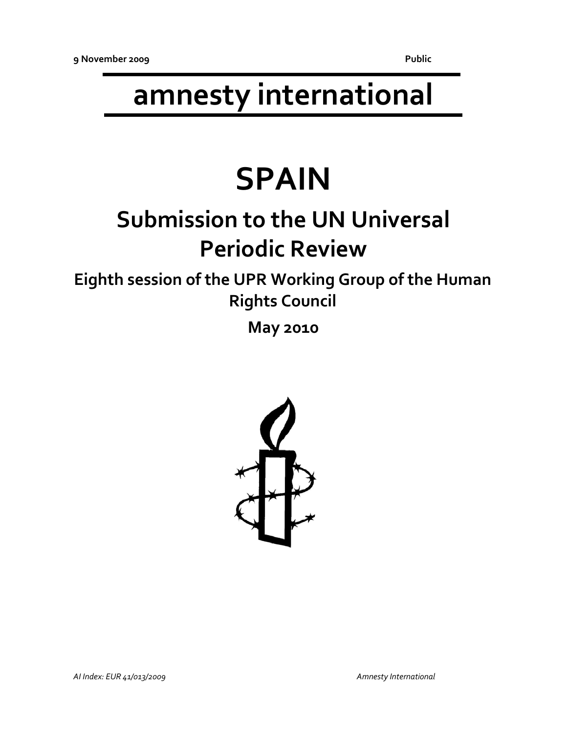**9 November 2009** **Public**

# amnesty international

# SPAIN

## Submission to the UN Universal Periodic Review

### Eighth session of the UPR Working Group of the Human Rights Council

### May 2010

*AI Index: EUR 41/013/2009* *Amnesty International*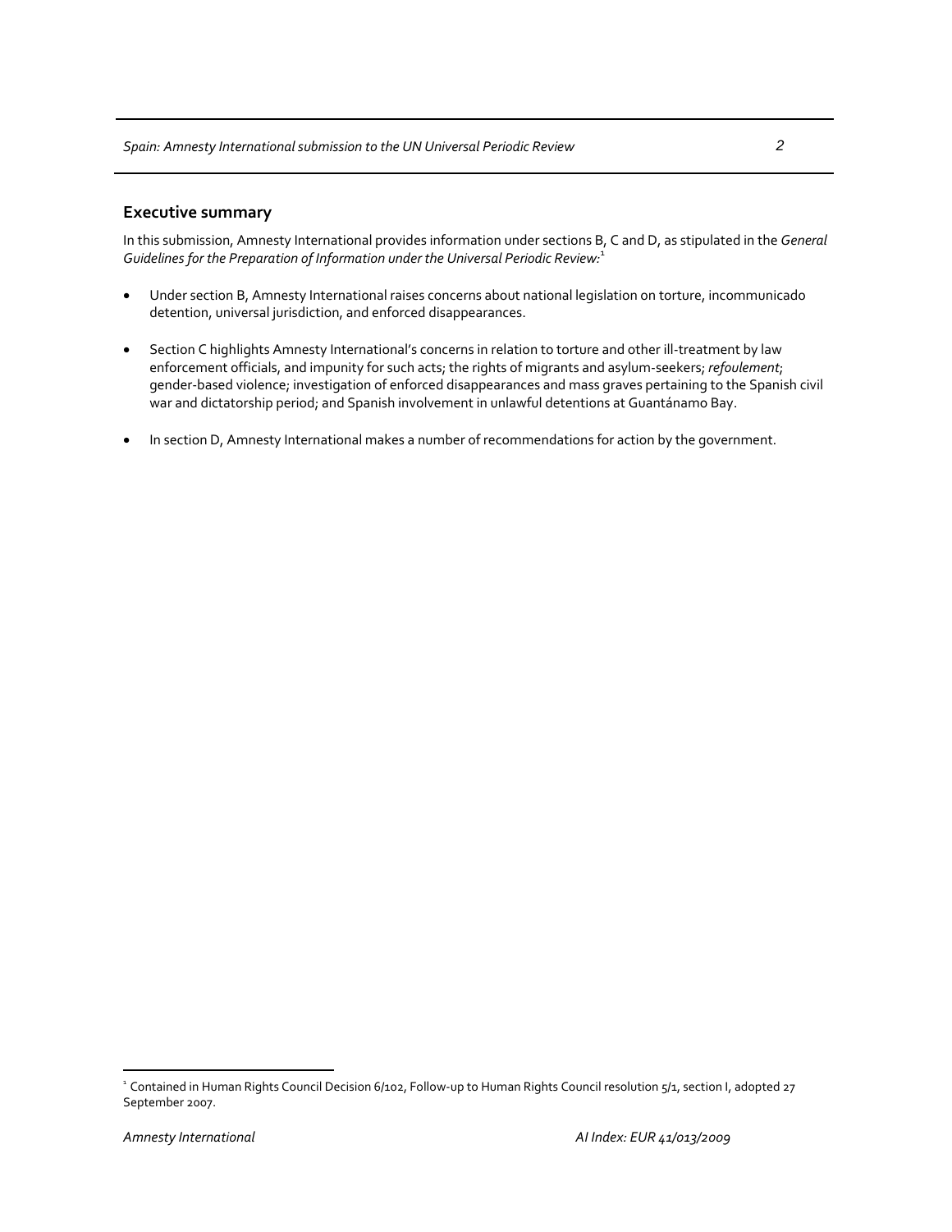## Executive summary

In this submission, Amnesty International provides information under sections B, C and D, as stipulated in the *General Guidelines for the Preparation of Information under the Universal Periodic Review:*[1]

- Under section B, Amnesty International raises concerns about national legislation on torture, incommunicado detention, universal jurisdiction, and enforced disappearances.
- Section C highlights Amnesty International's concerns in relation to torture and other ill-treatment by law enforcement officials, and impunity for such acts; the rights of migrants and asylum-seekers; *refoulement*; gender-based violence; investigation of enforced disappearances and mass graves pertaining to the Spanish civil war and dictatorship period; and Spanish involvement in unlawful detentions at Guantánamo Bay.
- In section D, Amnesty International makes a number of recommendations for action by the government.

[1] Contained in Human Rights Council Decision 6/102, Follow-up to Human Rights Council resolution 5/1, section I, adopted 27 September 2007.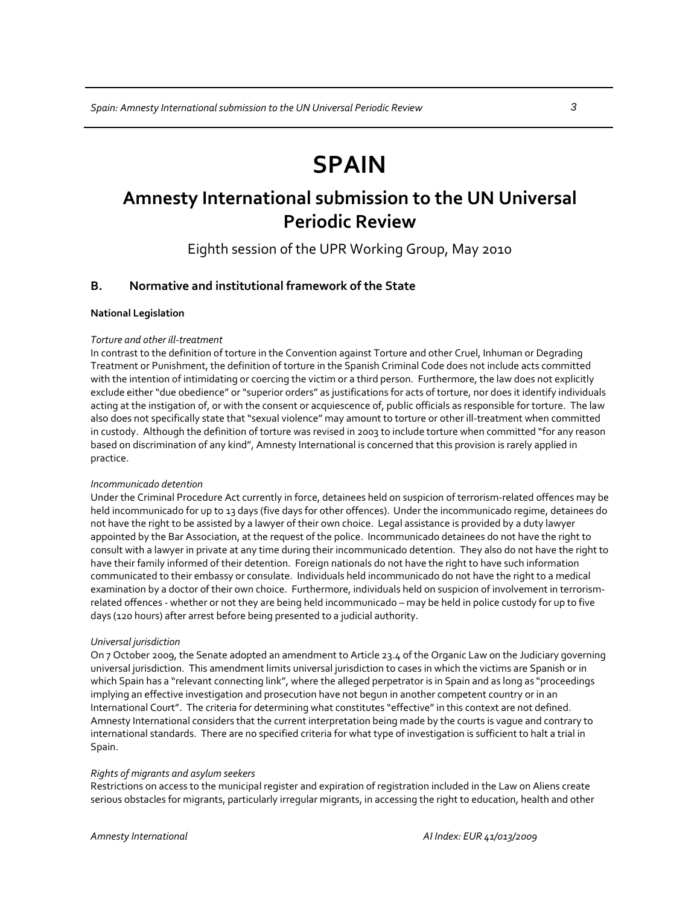# SPAIN

## Amnesty International submission to the UN Universal Periodic Review

Eighth session of the UPR Working Group, May 2010

### B. Normative and institutional framework of the State

**National Legislation**

*Torture and other ill-treatment*

In contrast to the definition of torture in the Convention against Torture and other Cruel, Inhuman or Degrading Treatment or Punishment, the definition of torture in the Spanish Criminal Code does not include acts committed with the intention of intimidating or coercing the victim or a third person. Furthermore, the law does not explicitly exclude either "due obedience" or "superior orders" as justifications for acts of torture, nor does it identify individuals acting at the instigation of, or with the consent or acquiescence of, public officials as responsible for torture. The law also does not specifically state that "sexual violence" may amount to torture or other ill-treatment when committed in custody. Although the definition of torture was revised in 2003 to include torture when committed "for any reason based on discrimination of any kind", Amnesty International is concerned that this provision is rarely applied in practice.

*Incommunicado detention*

Under the Criminal Procedure Act currently in force, detainees held on suspicion of terrorism-related offences may be held incommunicado for up to 13 days (five days for other offences). Under the incommunicado regime, detainees do not have the right to be assisted by a lawyer of their own choice. Legal assistance is provided by a duty lawyer appointed by the Bar Association, at the request of the police. Incommunicado detainees do not have the right to consult with a lawyer in private at any time during their incommunicado detention. They also do not have the right to have their family informed of their detention. Foreign nationals do not have the right to have such information communicated to their embassy or consulate. Individuals held incommunicado do not have the right to a medical examination by a doctor of their own choice. Furthermore, individuals held on suspicion of involvement in terrorism-related offences - whether or not they are being held incommunicado – may be held in police custody for up to five days (120 hours) after arrest before being presented to a judicial authority.

*Universal jurisdiction*

On 7 October 2009, the Senate adopted an amendment to Article 23.4 of the Organic Law on the Judiciary governing universal jurisdiction. This amendment limits universal jurisdiction to cases in which the victims are Spanish or in which Spain has a "relevant connecting link", where the alleged perpetrator is in Spain and as long as "proceedings implying an effective investigation and prosecution have not begun in another competent country or in an International Court". The criteria for determining what constitutes "effective" in this context are not defined. Amnesty International considers that the current interpretation being made by the courts is vague and contrary to international standards. There are no specified criteria for what type of investigation is sufficient to halt a trial in Spain.

*Rights of migrants and asylum seekers*

Restrictions on access to the municipal register and expiration of registration included in the Law on Aliens create serious obstacles for migrants, particularly irregular migrants, in accessing the right to education, health and other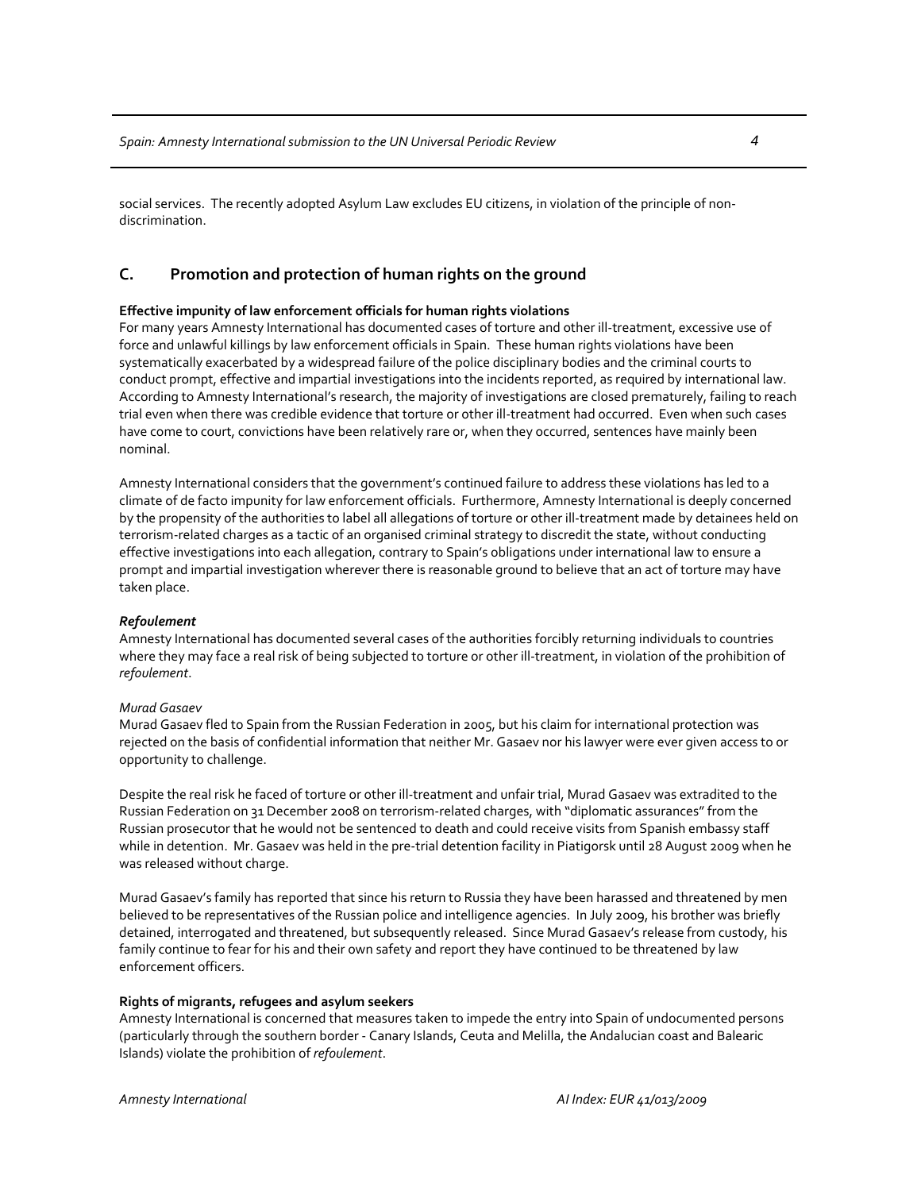social services. The recently adopted Asylum Law excludes EU citizens, in violation of the principle of non-discrimination.

## C. Promotion and protection of human rights on the ground

**Effective impunity of law enforcement officials for human rights violations**

For many years Amnesty International has documented cases of torture and other ill-treatment, excessive use of force and unlawful killings by law enforcement officials in Spain. These human rights violations have been systematically exacerbated by a widespread failure of the police disciplinary bodies and the criminal courts to conduct prompt, effective and impartial investigations into the incidents reported, as required by international law. According to Amnesty International's research, the majority of investigations are closed prematurely, failing to reach trial even when there was credible evidence that torture or other ill-treatment had occurred. Even when such cases have come to court, convictions have been relatively rare or, when they occurred, sentences have mainly been nominal.

Amnesty International considers that the government's continued failure to address these violations has led to a climate of de facto impunity for law enforcement officials. Furthermore, Amnesty International is deeply concerned by the propensity of the authorities to label all allegations of torture or other ill-treatment made by detainees held on terrorism-related charges as a tactic of an organised criminal strategy to discredit the state, without conducting effective investigations into each allegation, contrary to Spain's obligations under international law to ensure a prompt and impartial investigation wherever there is reasonable ground to believe that an act of torture may have taken place.

***Refoulement***

Amnesty International has documented several cases of the authorities forcibly returning individuals to countries where they may face a real risk of being subjected to torture or other ill-treatment, in violation of the prohibition of *refoulement*.

*Murad Gasaev*

Murad Gasaev fled to Spain from the Russian Federation in 2005, but his claim for international protection was rejected on the basis of confidential information that neither Mr. Gasaev nor his lawyer were ever given access to or opportunity to challenge.

Despite the real risk he faced of torture or other ill-treatment and unfair trial, Murad Gasaev was extradited to the Russian Federation on 31 December 2008 on terrorism-related charges, with "diplomatic assurances" from the Russian prosecutor that he would not be sentenced to death and could receive visits from Spanish embassy staff while in detention. Mr. Gasaev was held in the pre-trial detention facility in Piatigorsk until 28 August 2009 when he was released without charge.

Murad Gasaev's family has reported that since his return to Russia they have been harassed and threatened by men believed to be representatives of the Russian police and intelligence agencies. In July 2009, his brother was briefly detained, interrogated and threatened, but subsequently released. Since Murad Gasaev's release from custody, his family continue to fear for his and their own safety and report they have continued to be threatened by law enforcement officers.

**Rights of migrants, refugees and asylum seekers**

Amnesty International is concerned that measures taken to impede the entry into Spain of undocumented persons (particularly through the southern border - Canary Islands, Ceuta and Melilla, the Andalucian coast and Balearic Islands) violate the prohibition of *refoulement*.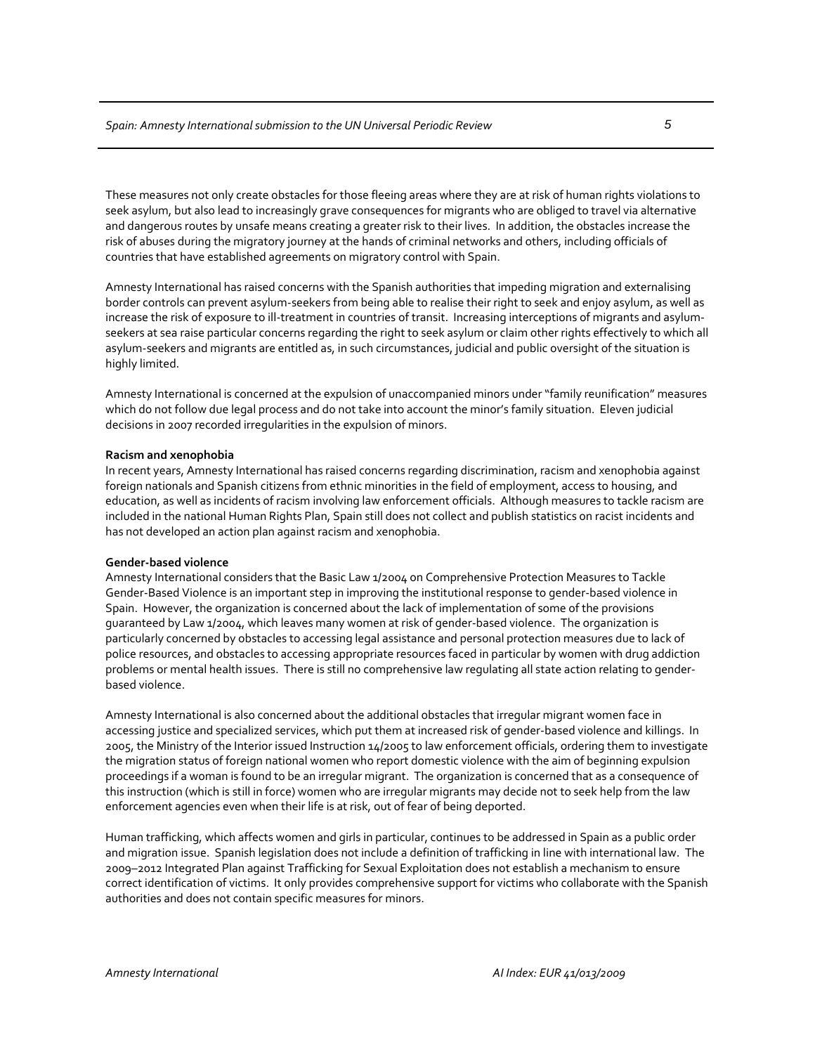These measures not only create obstacles for those fleeing areas where they are at risk of human rights violations to seek asylum, but also lead to increasingly grave consequences for migrants who are obliged to travel via alternative and dangerous routes by unsafe means creating a greater risk to their lives. In addition, the obstacles increase the risk of abuses during the migratory journey at the hands of criminal networks and others, including officials of countries that have established agreements on migratory control with Spain.

Amnesty International has raised concerns with the Spanish authorities that impeding migration and externalising border controls can prevent asylum-seekers from being able to realise their right to seek and enjoy asylum, as well as increase the risk of exposure to ill-treatment in countries of transit. Increasing interceptions of migrants and asylum-seekers at sea raise particular concerns regarding the right to seek asylum or claim other rights effectively to which all asylum-seekers and migrants are entitled as, in such circumstances, judicial and public oversight of the situation is highly limited.

Amnesty International is concerned at the expulsion of unaccompanied minors under "family reunification" measures which do not follow due legal process and do not take into account the minor's family situation. Eleven judicial decisions in 2007 recorded irregularities in the expulsion of minors.

**Racism and xenophobia**

In recent years, Amnesty International has raised concerns regarding discrimination, racism and xenophobia against foreign nationals and Spanish citizens from ethnic minorities in the field of employment, access to housing, and education, as well as incidents of racism involving law enforcement officials. Although measures to tackle racism are included in the national Human Rights Plan, Spain still does not collect and publish statistics on racist incidents and has not developed an action plan against racism and xenophobia.

**Gender-based violence**

Amnesty International considers that the Basic Law 1/2004 on Comprehensive Protection Measures to Tackle Gender-Based Violence is an important step in improving the institutional response to gender-based violence in Spain. However, the organization is concerned about the lack of implementation of some of the provisions guaranteed by Law 1/2004, which leaves many women at risk of gender-based violence. The organization is particularly concerned by obstacles to accessing legal assistance and personal protection measures due to lack of police resources, and obstacles to accessing appropriate resources faced in particular by women with drug addiction problems or mental health issues. There is still no comprehensive law regulating all state action relating to gender-based violence.

Amnesty International is also concerned about the additional obstacles that irregular migrant women face in accessing justice and specialized services, which put them at increased risk of gender-based violence and killings. In 2005, the Ministry of the Interior issued Instruction 14/2005 to law enforcement officials, ordering them to investigate the migration status of foreign national women who report domestic violence with the aim of beginning expulsion proceedings if a woman is found to be an irregular migrant. The organization is concerned that as a consequence of this instruction (which is still in force) women who are irregular migrants may decide not to seek help from the law enforcement agencies even when their life is at risk, out of fear of being deported.

Human trafficking, which affects women and girls in particular, continues to be addressed in Spain as a public order and migration issue. Spanish legislation does not include a definition of trafficking in line with international law. The 2009–2012 Integrated Plan against Trafficking for Sexual Exploitation does not establish a mechanism to ensure correct identification of victims. It only provides comprehensive support for victims who collaborate with the Spanish authorities and does not contain specific measures for minors.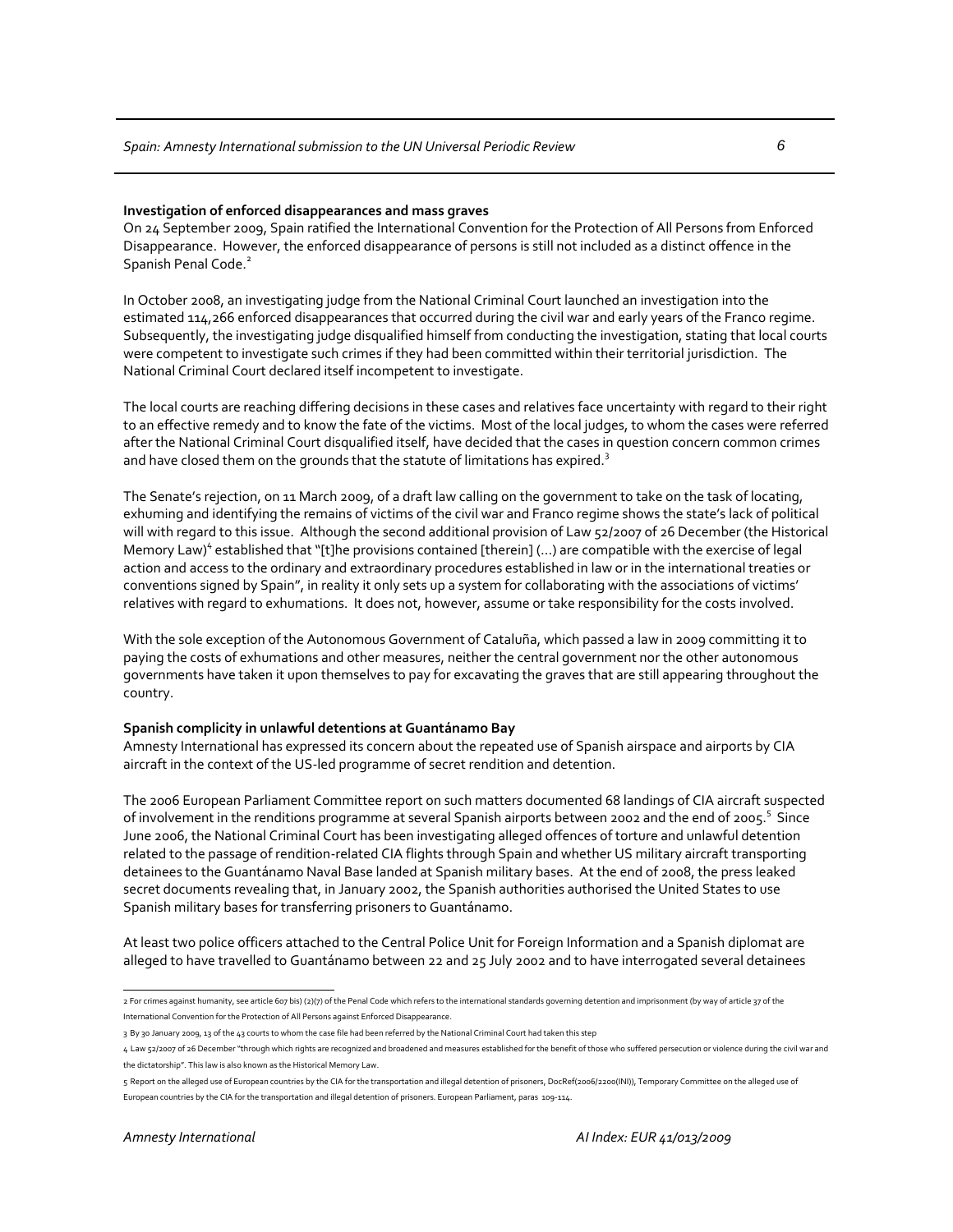**Investigation of enforced disappearances and mass graves**

On 24 September 2009, Spain ratified the International Convention for the Protection of All Persons from Enforced Disappearance. However, the enforced disappearance of persons is still not included as a distinct offence in the Spanish Penal Code.[2]

In October 2008, an investigating judge from the National Criminal Court launched an investigation into the estimated 114,266 enforced disappearances that occurred during the civil war and early years of the Franco regime. Subsequently, the investigating judge disqualified himself from conducting the investigation, stating that local courts were competent to investigate such crimes if they had been committed within their territorial jurisdiction. The National Criminal Court declared itself incompetent to investigate.

The local courts are reaching differing decisions in these cases and relatives face uncertainty with regard to their right to an effective remedy and to know the fate of the victims. Most of the local judges, to whom the cases were referred after the National Criminal Court disqualified itself, have decided that the cases in question concern common crimes and have closed them on the grounds that the statute of limitations has expired.[3]

The Senate's rejection, on 11 March 2009, of a draft law calling on the government to take on the task of locating, exhuming and identifying the remains of victims of the civil war and Franco regime shows the state's lack of political will with regard to this issue. Although the second additional provision of Law 52/2007 of 26 December (the Historical Memory Law)[4] established that "[t]he provisions contained [therein] (...) are compatible with the exercise of legal action and access to the ordinary and extraordinary procedures established in law or in the international treaties or conventions signed by Spain", in reality it only sets up a system for collaborating with the associations of victims' relatives with regard to exhumations. It does not, however, assume or take responsibility for the costs involved.

With the sole exception of the Autonomous Government of Cataluña, which passed a law in 2009 committing it to paying the costs of exhumations and other measures, neither the central government nor the other autonomous governments have taken it upon themselves to pay for excavating the graves that are still appearing throughout the country.

**Spanish complicity in unlawful detentions at Guantánamo Bay**

Amnesty International has expressed its concern about the repeated use of Spanish airspace and airports by CIA aircraft in the context of the US-led programme of secret rendition and detention.

The 2006 European Parliament Committee report on such matters documented 68 landings of CIA aircraft suspected of involvement in the renditions programme at several Spanish airports between 2002 and the end of 2005.[5] Since June 2006, the National Criminal Court has been investigating alleged offences of torture and unlawful detention related to the passage of rendition-related CIA flights through Spain and whether US military aircraft transporting detainees to the Guantánamo Naval Base landed at Spanish military bases. At the end of 2008, the press leaked secret documents revealing that, in January 2002, the Spanish authorities authorised the United States to use Spanish military bases for transferring prisoners to Guantánamo.

At least two police officers attached to the Central Police Unit for Foreign Information and a Spanish diplomat are alleged to have travelled to Guantánamo between 22 and 25 July 2002 and to have interrogated several detainees

---

2 For crimes against humanity, see article 607 bis) (2)(7) of the Penal Code which refers to the international standards governing detention and imprisonment (by way of article 37 of the International Convention for the Protection of All Persons against Enforced Disappearance.

3 By 30 January 2009, 13 of the 43 courts to whom the case file had been referred by the National Criminal Court had taken this step

4 Law 52/2007 of 26 December "through which rights are recognized and broadened and measures established for the benefit of those who suffered persecution or violence during the civil war and the dictatorship". This law is also known as the Historical Memory Law.

5 Report on the alleged use of European countries by the CIA for the transportation and illegal detention of prisoners, DocRef(2006/2200(INI)), Temporary Committee on the alleged use of European countries by the CIA for the transportation and illegal detention of prisoners. European Parliament, paras 109-114.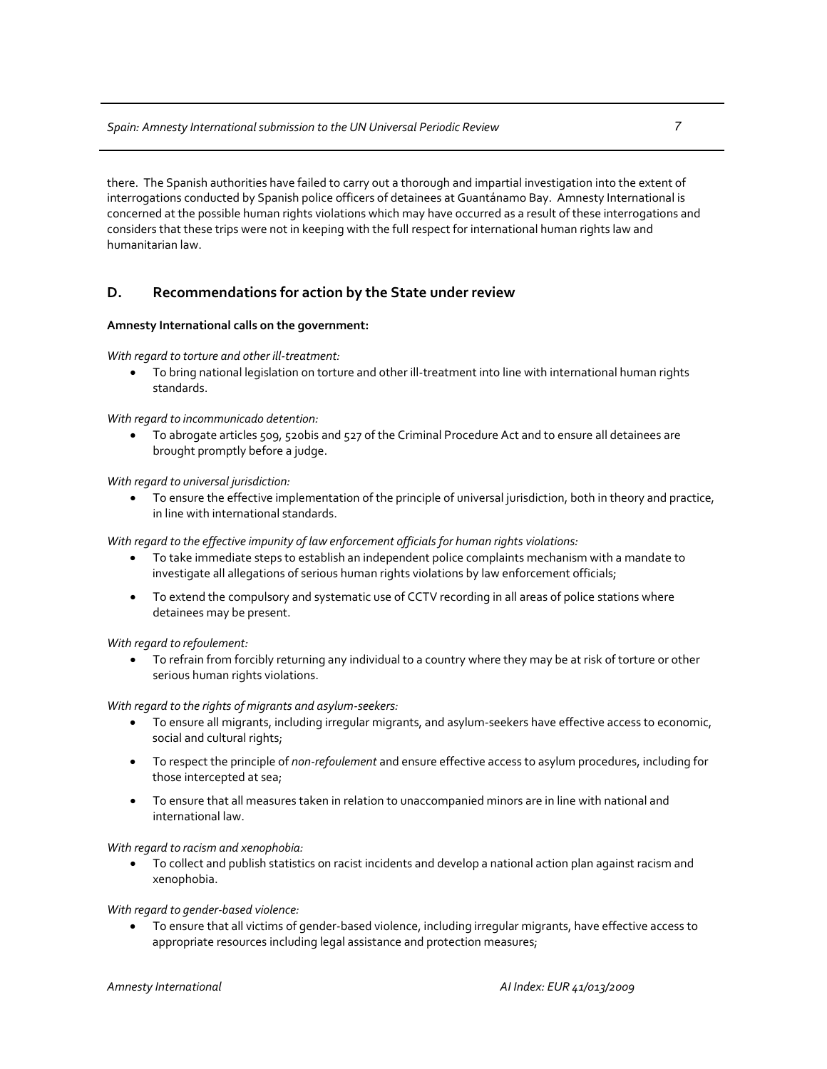there. The Spanish authorities have failed to carry out a thorough and impartial investigation into the extent of interrogations conducted by Spanish police officers of detainees at Guantánamo Bay. Amnesty International is concerned at the possible human rights violations which may have occurred as a result of these interrogations and considers that these trips were not in keeping with the full respect for international human rights law and humanitarian law.

## D. Recommendations for action by the State under review

**Amnesty International calls on the government:**

*With regard to torture and other ill-treatment:*

- To bring national legislation on torture and other ill-treatment into line with international human rights standards.

*With regard to incommunicado detention:*

- To abrogate articles 509, 520bis and 527 of the Criminal Procedure Act and to ensure all detainees are brought promptly before a judge.

*With regard to universal jurisdiction:*

- To ensure the effective implementation of the principle of universal jurisdiction, both in theory and practice, in line with international standards.

*With regard to the effective impunity of law enforcement officials for human rights violations:*

- To take immediate steps to establish an independent police complaints mechanism with a mandate to investigate all allegations of serious human rights violations by law enforcement officials;
- To extend the compulsory and systematic use of CCTV recording in all areas of police stations where detainees may be present.

*With regard to refoulement:*

- To refrain from forcibly returning any individual to a country where they may be at risk of torture or other serious human rights violations.

*With regard to the rights of migrants and asylum-seekers:*

- To ensure all migrants, including irregular migrants, and asylum-seekers have effective access to economic, social and cultural rights;
- To respect the principle of *non-refoulement* and ensure effective access to asylum procedures, including for those intercepted at sea;
- To ensure that all measures taken in relation to unaccompanied minors are in line with national and international law.

*With regard to racism and xenophobia:*

- To collect and publish statistics on racist incidents and develop a national action plan against racism and xenophobia.

*With regard to gender-based violence:*

- To ensure that all victims of gender-based violence, including irregular migrants, have effective access to appropriate resources including legal assistance and protection measures;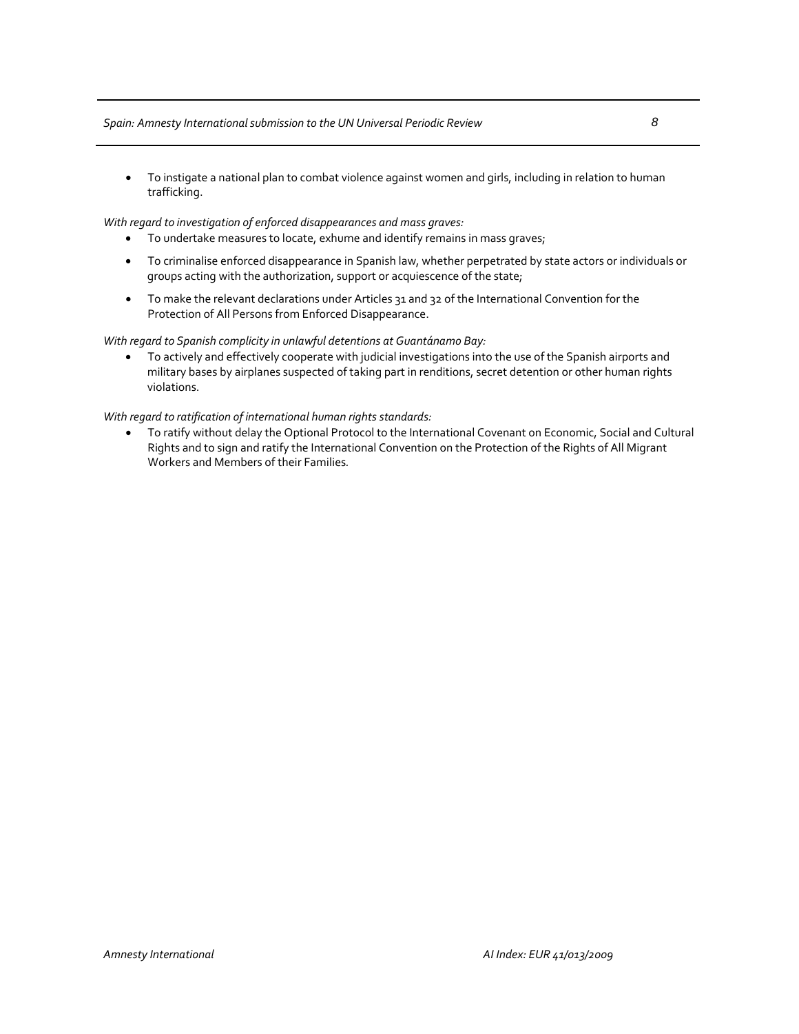- To instigate a national plan to combat violence against women and girls, including in relation to human trafficking.

*With regard to investigation of enforced disappearances and mass graves:*

- To undertake measures to locate, exhume and identify remains in mass graves;
- To criminalise enforced disappearance in Spanish law, whether perpetrated by state actors or individuals or groups acting with the authorization, support or acquiescence of the state;
- To make the relevant declarations under Articles 31 and 32 of the International Convention for the Protection of All Persons from Enforced Disappearance.

*With regard to Spanish complicity in unlawful detentions at Guantánamo Bay:*

- To actively and effectively cooperate with judicial investigations into the use of the Spanish airports and military bases by airplanes suspected of taking part in renditions, secret detention or other human rights violations.

*With regard to ratification of international human rights standards:*

- To ratify without delay the Optional Protocol to the International Covenant on Economic, Social and Cultural Rights and to sign and ratify the International Convention on the Protection of the Rights of All Migrant Workers and Members of their Families.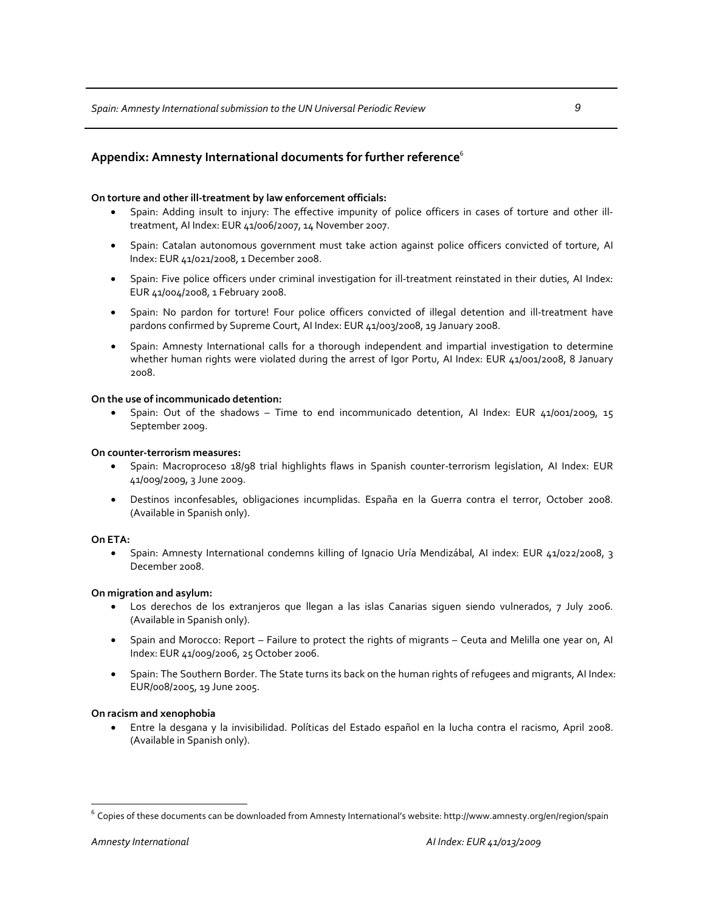## Appendix: Amnesty International documents for further reference[6]

**On torture and other ill-treatment by law enforcement officials:**

- Spain: Adding insult to injury: The effective impunity of police officers in cases of torture and other ill-treatment, AI Index: EUR 41/006/2007, 14 November 2007.
- Spain: Catalan autonomous government must take action against police officers convicted of torture, AI Index: EUR 41/021/2008, 1 December 2008.
- Spain: Five police officers under criminal investigation for ill-treatment reinstated in their duties, AI Index: EUR 41/004/2008, 1 February 2008.
- Spain: No pardon for torture! Four police officers convicted of illegal detention and ill-treatment have pardons confirmed by Supreme Court, AI Index: EUR 41/003/2008, 19 January 2008.
- Spain: Amnesty International calls for a thorough independent and impartial investigation to determine whether human rights were violated during the arrest of Igor Portu, AI Index: EUR 41/001/2008, 8 January 2008.

**On the use of incommunicado detention:**

- Spain: Out of the shadows – Time to end incommunicado detention, AI Index: EUR 41/001/2009, 15 September 2009.

**On counter-terrorism measures:**

- Spain: Macroproceso 18/98 trial highlights flaws in Spanish counter-terrorism legislation, AI Index: EUR 41/009/2009, 3 June 2009.
- Destinos inconfesables, obligaciones incumplidas. España en la Guerra contra el terror, October 2008. (Available in Spanish only).

**On ETA:**

- Spain: Amnesty International condemns killing of Ignacio Uría Mendizábal, AI index: EUR 41/022/2008, 3 December 2008.

**On migration and asylum:**

- Los derechos de los extranjeros que llegan a las islas Canarias siguen siendo vulnerados, 7 July 2006. (Available in Spanish only).
- Spain and Morocco: Report – Failure to protect the rights of migrants – Ceuta and Melilla one year on, AI Index: EUR 41/009/2006, 25 October 2006.
- Spain: The Southern Border. The State turns its back on the human rights of refugees and migrants, AI Index: EUR/008/2005, 19 June 2005.

**On racism and xenophobia**

- Entre la desgana y la invisibilidad. Políticas del Estado español en la lucha contra el racismo, April 2008. (Available in Spanish only).

[6] Copies of these documents can be downloaded from Amnesty International's website: http://www.amnesty.org/en/region/spain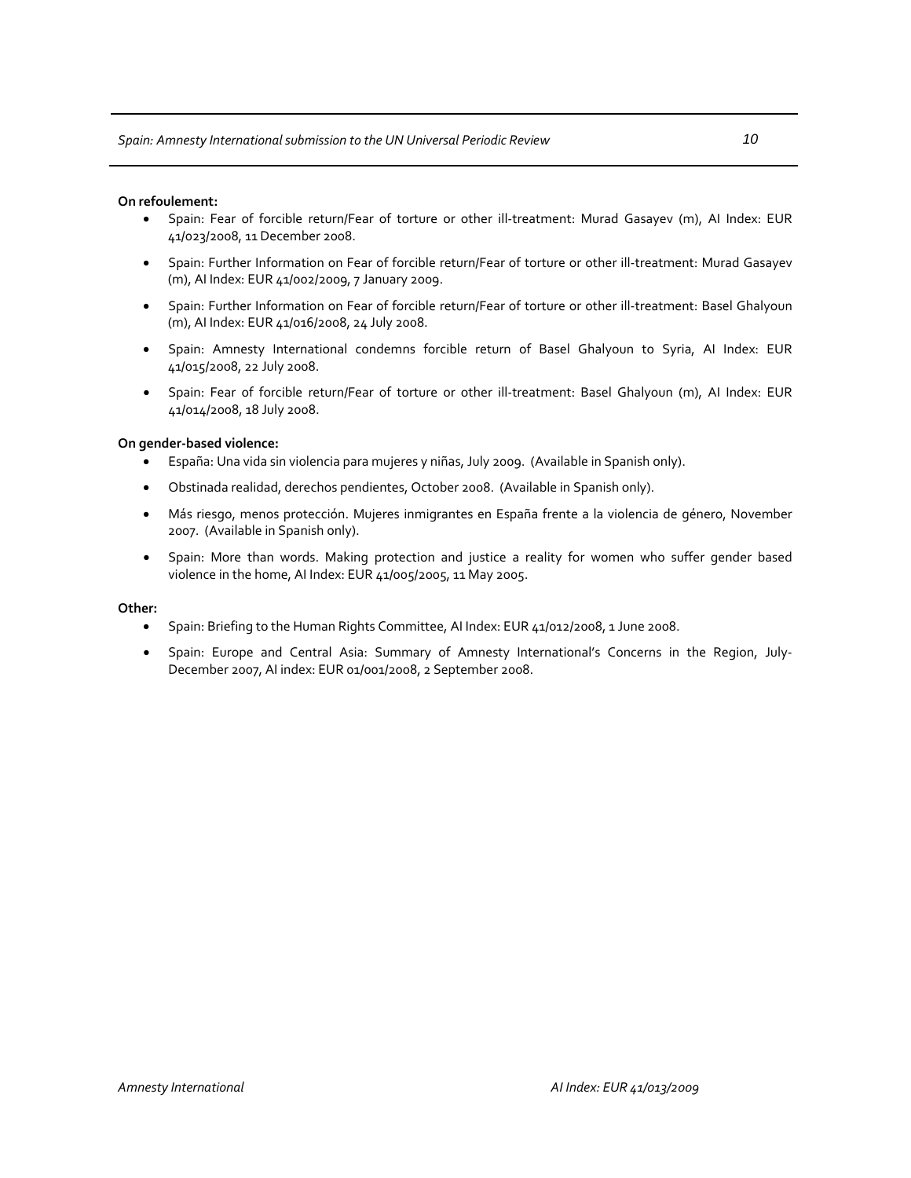**On refoulement:**

- Spain: Fear of forcible return/Fear of torture or other ill-treatment: Murad Gasayev (m), AI Index: EUR 41/023/2008, 11 December 2008.
- Spain: Further Information on Fear of forcible return/Fear of torture or other ill-treatment: Murad Gasayev (m), AI Index: EUR 41/002/2009, 7 January 2009.
- Spain: Further Information on Fear of forcible return/Fear of torture or other ill-treatment: Basel Ghalyoun (m), AI Index: EUR 41/016/2008, 24 July 2008.
- Spain: Amnesty International condemns forcible return of Basel Ghalyoun to Syria, AI Index: EUR 41/015/2008, 22 July 2008.
- Spain: Fear of forcible return/Fear of torture or other ill-treatment: Basel Ghalyoun (m), AI Index: EUR 41/014/2008, 18 July 2008.

**On gender-based violence:**

- España: Una vida sin violencia para mujeres y niñas, July 2009. (Available in Spanish only).
- Obstinada realidad, derechos pendientes, October 2008. (Available in Spanish only).
- Más riesgo, menos protección. Mujeres inmigrantes en España frente a la violencia de género, November 2007. (Available in Spanish only).
- Spain: More than words. Making protection and justice a reality for women who suffer gender based violence in the home, AI Index: EUR 41/005/2005, 11 May 2005.

**Other:**

- Spain: Briefing to the Human Rights Committee, AI Index: EUR 41/012/2008, 1 June 2008.
- Spain: Europe and Central Asia: Summary of Amnesty International's Concerns in the Region, July-December 2007, AI index: EUR 01/001/2008, 2 September 2008.